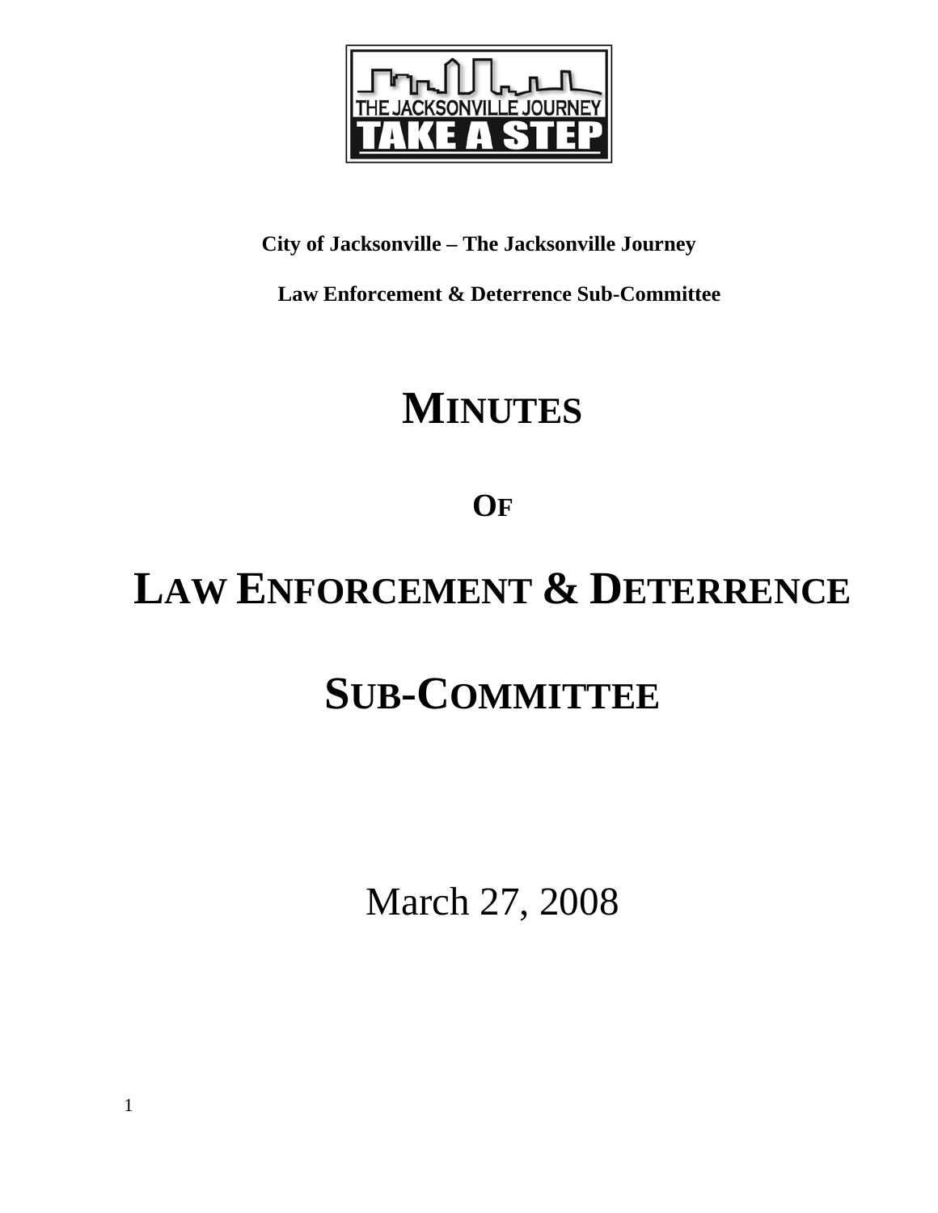**City of Jacksonville – The Jacksonville Journey**

**Law Enforcement & Deterrence Sub-Committee**

# MINUTES

# OF

# LAW ENFORCEMENT & DETERRENCE

# SUB-COMMITTEE

March 27, 2008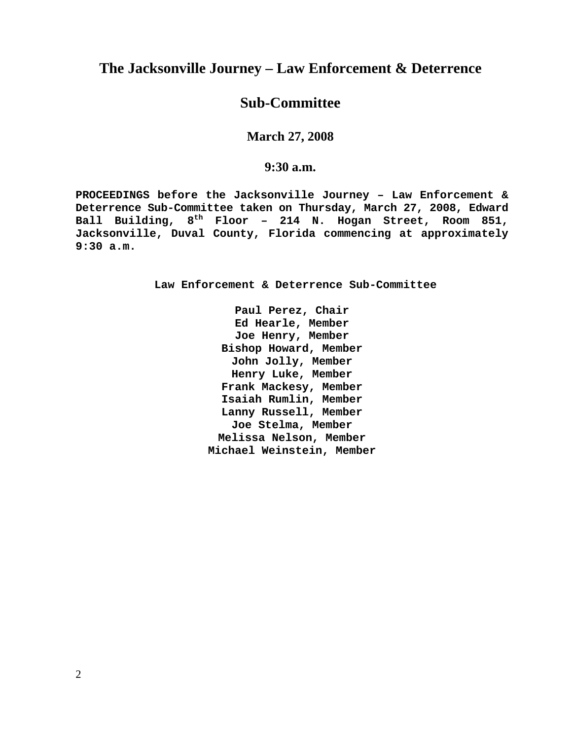# The Jacksonville Journey – Law Enforcement & Deterrence

## Sub-Committee

### March 27, 2008

### 9:30 a.m.

**PROCEEDINGS before the Jacksonville Journey – Law Enforcement & Deterrence Sub-Committee taken on Thursday, March 27, 2008, Edward Ball Building, 8th Floor – 214 N. Hogan Street, Room 851, Jacksonville, Duval County, Florida commencing at approximately 9:30 a.m.**

**Law Enforcement & Deterrence Sub-Committee**

**Paul Perez, Chair**
**Ed Hearle, Member**
**Joe Henry, Member**
**Bishop Howard, Member**
**John Jolly, Member**
**Henry Luke, Member**
**Frank Mackesy, Member**
**Isaiah Rumlin, Member**
**Lanny Russell, Member**
**Joe Stelma, Member**
**Melissa Nelson, Member**
**Michael Weinstein, Member**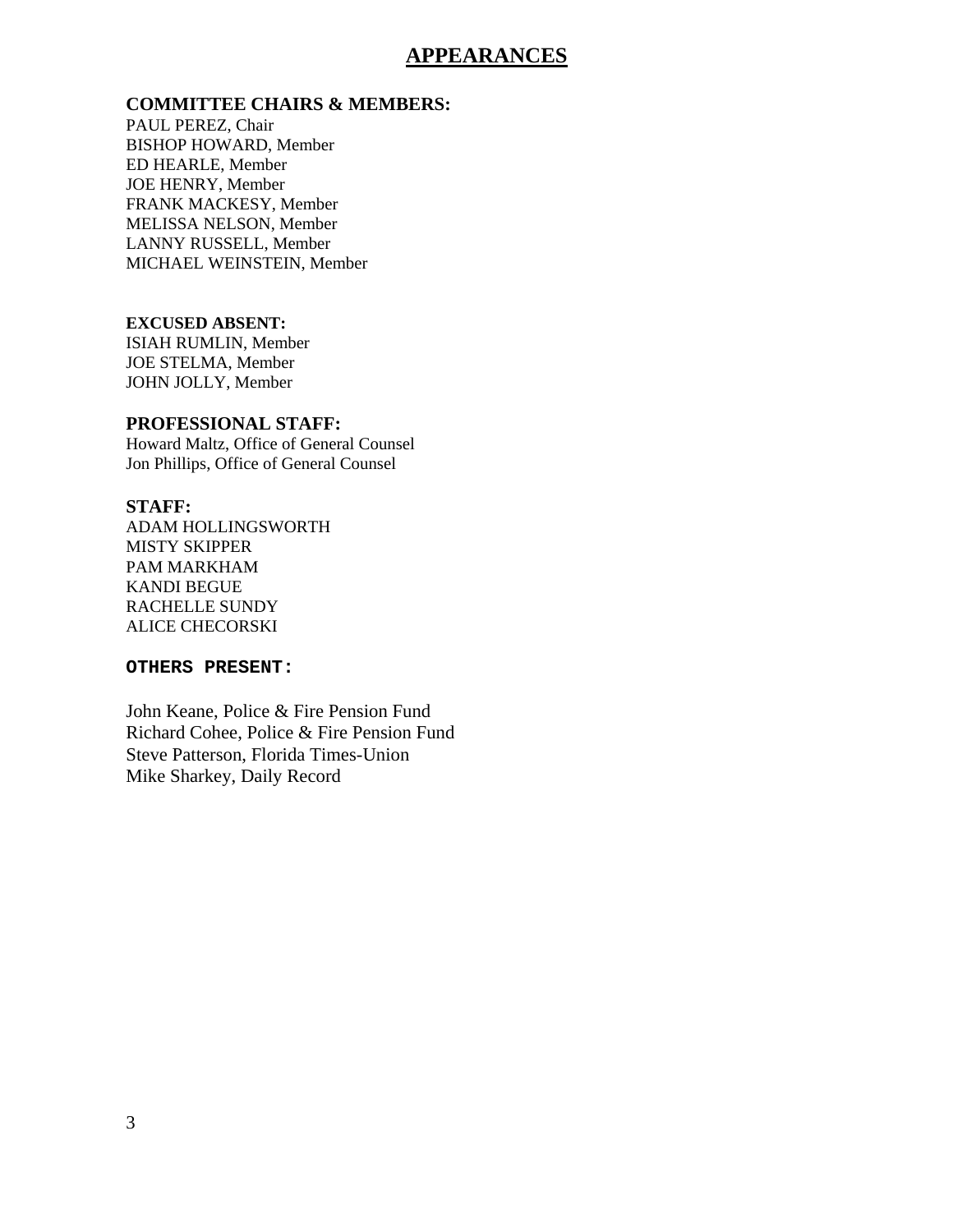# APPEARANCES

**COMMITTEE CHAIRS & MEMBERS:**

PAUL PEREZ, Chair
BISHOP HOWARD, Member
ED HEARLE, Member
JOE HENRY, Member
FRANK MACKESY, Member
MELISSA NELSON, Member
LANNY RUSSELL, Member
MICHAEL WEINSTEIN, Member

**EXCUSED ABSENT:**

ISIAH RUMLIN, Member
JOE STELMA, Member
JOHN JOLLY, Member

**PROFESSIONAL STAFF:**

Howard Maltz, Office of General Counsel
Jon Phillips, Office of General Counsel

**STAFF:**

ADAM HOLLINGSWORTH
MISTY SKIPPER
PAM MARKHAM
KANDI BEGUE
RACHELLE SUNDY
ALICE CHECORSKI

**OTHERS PRESENT:**

John Keane, Police & Fire Pension Fund
Richard Cohee, Police & Fire Pension Fund
Steve Patterson, Florida Times-Union
Mike Sharkey, Daily Record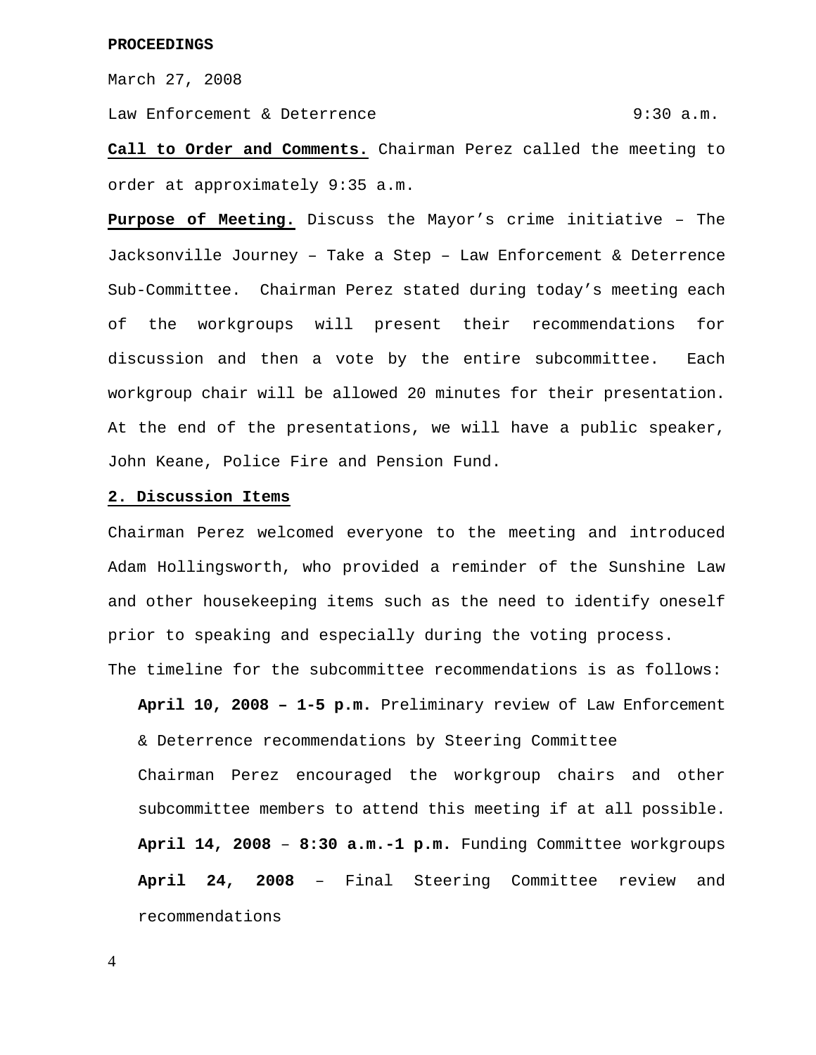**PROCEEDINGS**

March 27, 2008

Law Enforcement & Deterrence 9:30 a.m.

**Call to Order and Comments.** Chairman Perez called the meeting to order at approximately 9:35 a.m.

**Purpose of Meeting.** Discuss the Mayor's crime initiative – The Jacksonville Journey – Take a Step – Law Enforcement & Deterrence Sub-Committee. Chairman Perez stated during today's meeting each of the workgroups will present their recommendations for discussion and then a vote by the entire subcommittee. Each workgroup chair will be allowed 20 minutes for their presentation. At the end of the presentations, we will have a public speaker, John Keane, Police Fire and Pension Fund.

**2. Discussion Items**

Chairman Perez welcomed everyone to the meeting and introduced Adam Hollingsworth, who provided a reminder of the Sunshine Law and other housekeeping items such as the need to identify oneself prior to speaking and especially during the voting process.

The timeline for the subcommittee recommendations is as follows:

**April 10, 2008 – 1-5 p.m.** Preliminary review of Law Enforcement & Deterrence recommendations by Steering Committee

Chairman Perez encouraged the workgroup chairs and other subcommittee members to attend this meeting if at all possible.

**April 14, 2008** – **8:30 a.m.-1 p.m.** Funding Committee workgroups

**April 24, 2008** – Final Steering Committee review and recommendations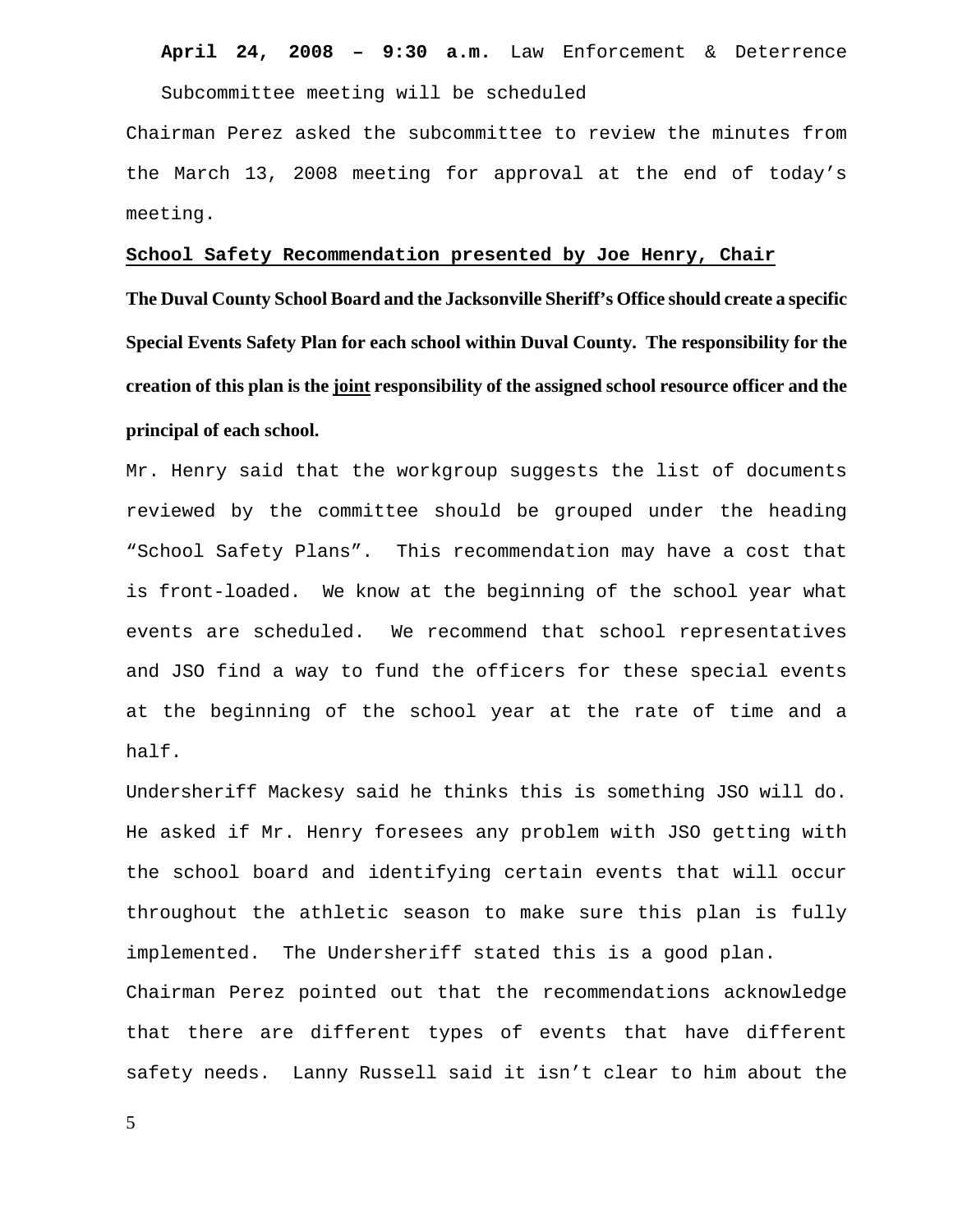**April 24, 2008 – 9:30 a.m.** Law Enforcement & Deterrence Subcommittee meeting will be scheduled

Chairman Perez asked the subcommittee to review the minutes from the March 13, 2008 meeting for approval at the end of today's meeting.

**School Safety Recommendation presented by Joe Henry, Chair**

**The Duval County School Board and the Jacksonville Sheriff's Office should create a specific Special Events Safety Plan for each school within Duval County. The responsibility for the creation of this plan is the joint responsibility of the assigned school resource officer and the principal of each school.**

Mr. Henry said that the workgroup suggests the list of documents reviewed by the committee should be grouped under the heading "School Safety Plans". This recommendation may have a cost that is front-loaded. We know at the beginning of the school year what events are scheduled. We recommend that school representatives and JSO find a way to fund the officers for these special events at the beginning of the school year at the rate of time and a half.

Undersheriff Mackesy said he thinks this is something JSO will do. He asked if Mr. Henry foresees any problem with JSO getting with the school board and identifying certain events that will occur throughout the athletic season to make sure this plan is fully implemented. The Undersheriff stated this is a good plan.

Chairman Perez pointed out that the recommendations acknowledge that there are different types of events that have different safety needs. Lanny Russell said it isn't clear to him about the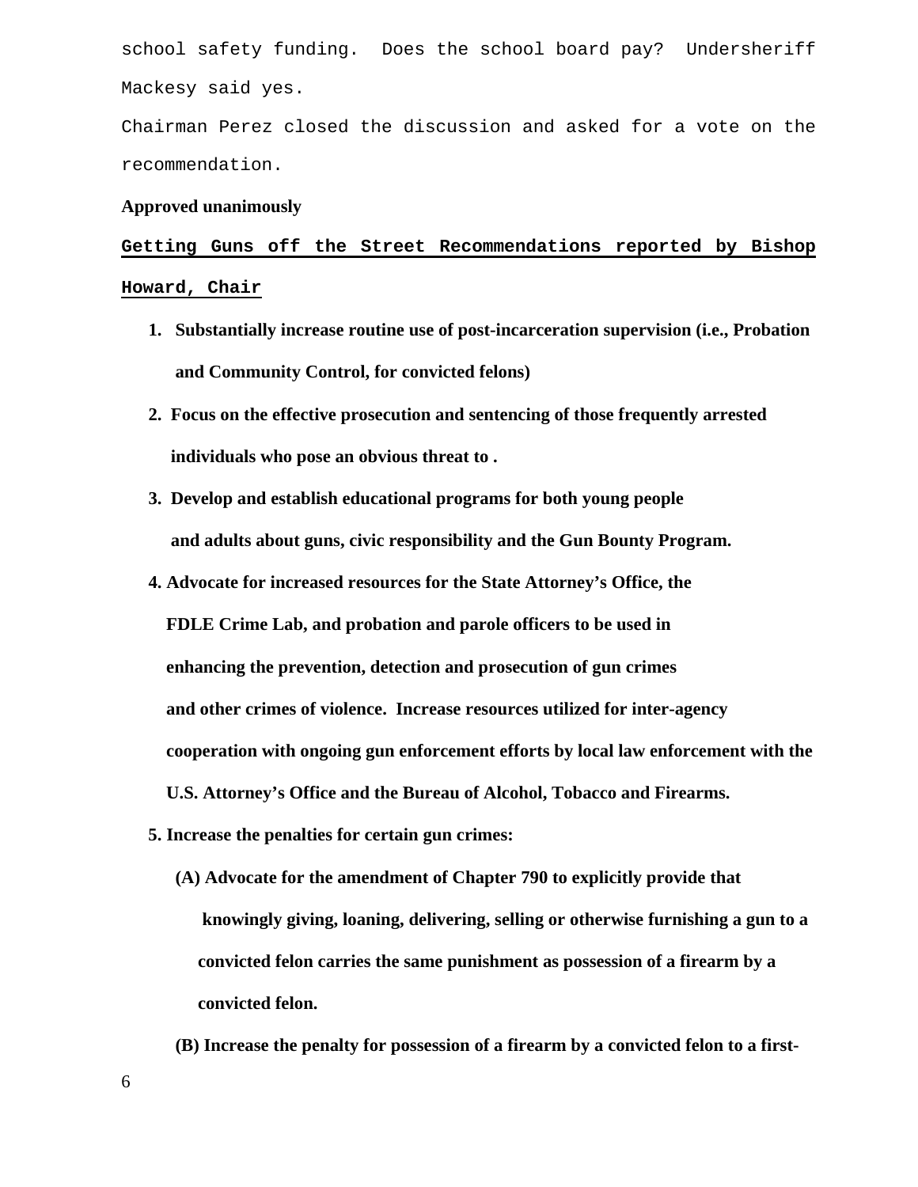school safety funding. Does the school board pay? Undersheriff Mackesy said yes.

Chairman Perez closed the discussion and asked for a vote on the recommendation.

**Approved unanimously**

**<u>Getting Guns off the Street Recommendations reported by Bishop Howard, Chair</u>**

1. **Substantially increase routine use of post-incarceration supervision (i.e., Probation and Community Control, for convicted felons)**
2. **Focus on the effective prosecution and sentencing of those frequently arrested individuals who pose an obvious threat to .**
3. **Develop and establish educational programs for both young people and adults about guns, civic responsibility and the Gun Bounty Program.**
4. **Advocate for increased resources for the State Attorney's Office, the FDLE Crime Lab, and probation and parole officers to be used in enhancing the prevention, detection and prosecution of gun crimes and other crimes of violence. Increase resources utilized for inter-agency cooperation with ongoing gun enforcement efforts by local law enforcement with the U.S. Attorney's Office and the Bureau of Alcohol, Tobacco and Firearms.**
5. **Increase the penalties for certain gun crimes:**
   - **(A) Advocate for the amendment of Chapter 790 to explicitly provide that knowingly giving, loaning, delivering, selling or otherwise furnishing a gun to a convicted felon carries the same punishment as possession of a firearm by a convicted felon.**
   - **(B) Increase the penalty for possession of a firearm by a convicted felon to a first-**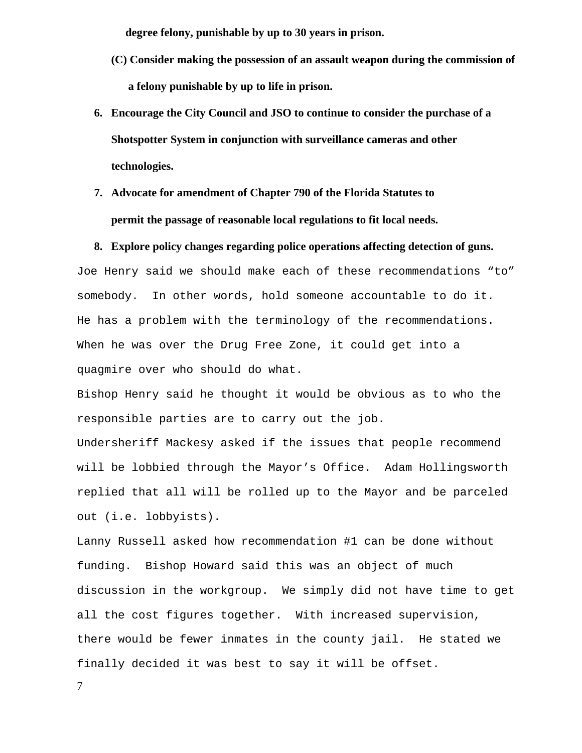**degree felony, punishable by up to 30 years in prison.**

**(C) Consider making the possession of an assault weapon during the commission of a felony punishable by up to life in prison.**

6. **Encourage the City Council and JSO to continue to consider the purchase of a Shotspotter System in conjunction with surveillance cameras and other technologies.**
7. **Advocate for amendment of Chapter 790 of the Florida Statutes to permit the passage of reasonable local regulations to fit local needs.**
8. **Explore policy changes regarding police operations affecting detection of guns.**

Joe Henry said we should make each of these recommendations “to” somebody. In other words, hold someone accountable to do it. He has a problem with the terminology of the recommendations. When he was over the Drug Free Zone, it could get into a quagmire over who should do what.

Bishop Henry said he thought it would be obvious as to who the responsible parties are to carry out the job.

Undersheriff Mackesy asked if the issues that people recommend will be lobbied through the Mayor’s Office. Adam Hollingsworth replied that all will be rolled up to the Mayor and be parceled out (i.e. lobbyists).

Lanny Russell asked how recommendation #1 can be done without funding. Bishop Howard said this was an object of much discussion in the workgroup. We simply did not have time to get all the cost figures together. With increased supervision, there would be fewer inmates in the county jail. He stated we finally decided it was best to say it will be offset.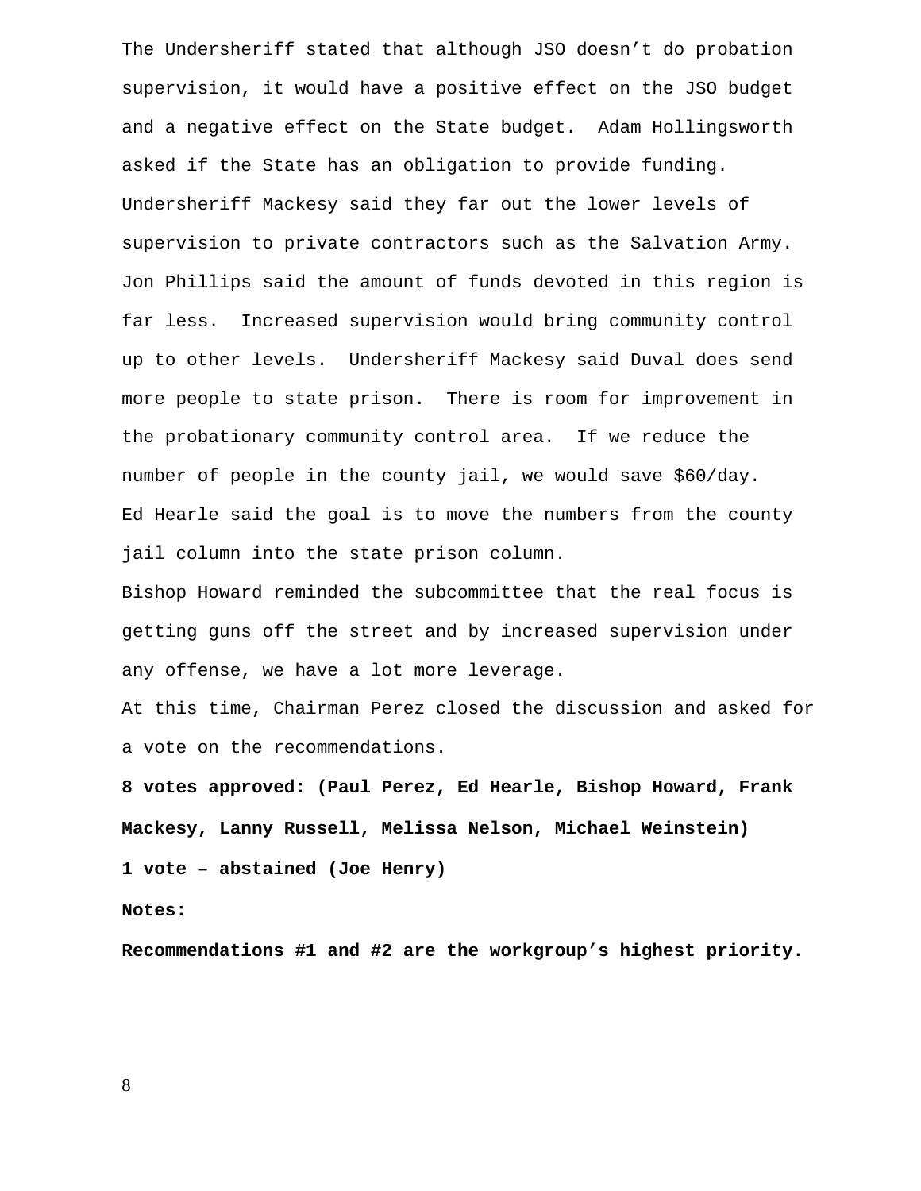The Undersheriff stated that although JSO doesn't do probation supervision, it would have a positive effect on the JSO budget and a negative effect on the State budget. Adam Hollingsworth asked if the State has an obligation to provide funding. Undersheriff Mackesy said they far out the lower levels of supervision to private contractors such as the Salvation Army. Jon Phillips said the amount of funds devoted in this region is far less. Increased supervision would bring community control up to other levels. Undersheriff Mackesy said Duval does send more people to state prison. There is room for improvement in the probationary community control area. If we reduce the number of people in the county jail, we would save $60/day. Ed Hearle said the goal is to move the numbers from the county jail column into the state prison column.

Bishop Howard reminded the subcommittee that the real focus is getting guns off the street and by increased supervision under any offense, we have a lot more leverage.

At this time, Chairman Perez closed the discussion and asked for a vote on the recommendations.

**8 votes approved: (Paul Perez, Ed Hearle, Bishop Howard, Frank Mackesy, Lanny Russell, Melissa Nelson, Michael Weinstein)**

**1 vote – abstained (Joe Henry)**

**Notes:**

**Recommendations #1 and #2 are the workgroup's highest priority.**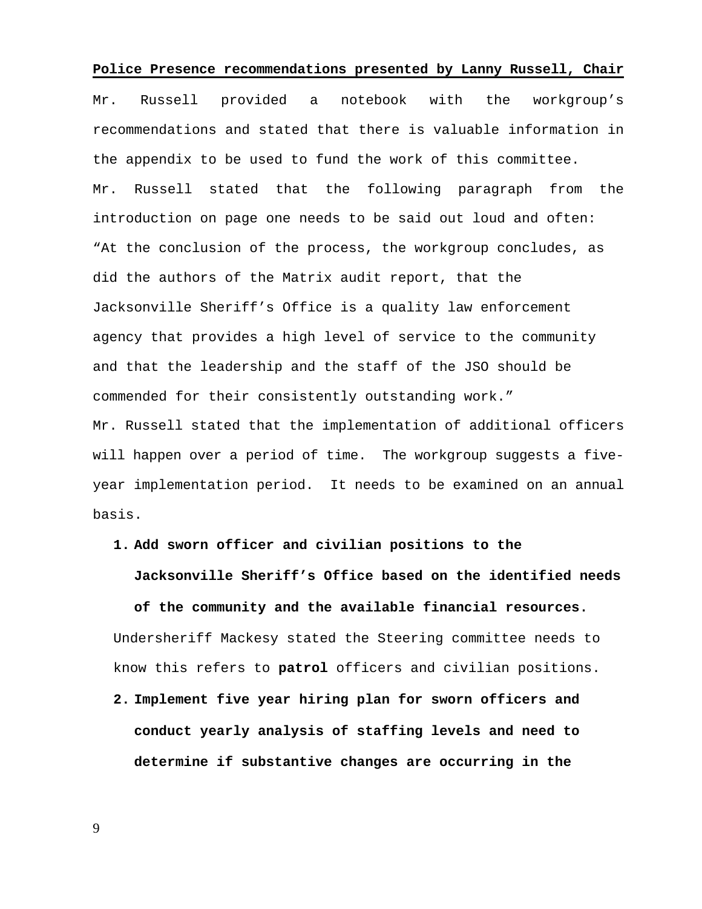**Police Presence recommendations presented by Lanny Russell, Chair**

Mr. Russell provided a notebook with the workgroup's recommendations and stated that there is valuable information in the appendix to be used to fund the work of this committee.

Mr. Russell stated that the following paragraph from the introduction on page one needs to be said out loud and often:

"At the conclusion of the process, the workgroup concludes, as did the authors of the Matrix audit report, that the Jacksonville Sheriff's Office is a quality law enforcement agency that provides a high level of service to the community and that the leadership and the staff of the JSO should be commended for their consistently outstanding work."

Mr. Russell stated that the implementation of additional officers will happen over a period of time. The workgroup suggests a five-year implementation period. It needs to be examined on an annual basis.

1. **Add sworn officer and civilian positions to the Jacksonville Sheriff's Office based on the identified needs of the community and the available financial resources.**

   Undersheriff Mackesy stated the Steering committee needs to know this refers to **patrol** officers and civilian positions.

2. **Implement five year hiring plan for sworn officers and conduct yearly analysis of staffing levels and need to determine if substantive changes are occurring in the**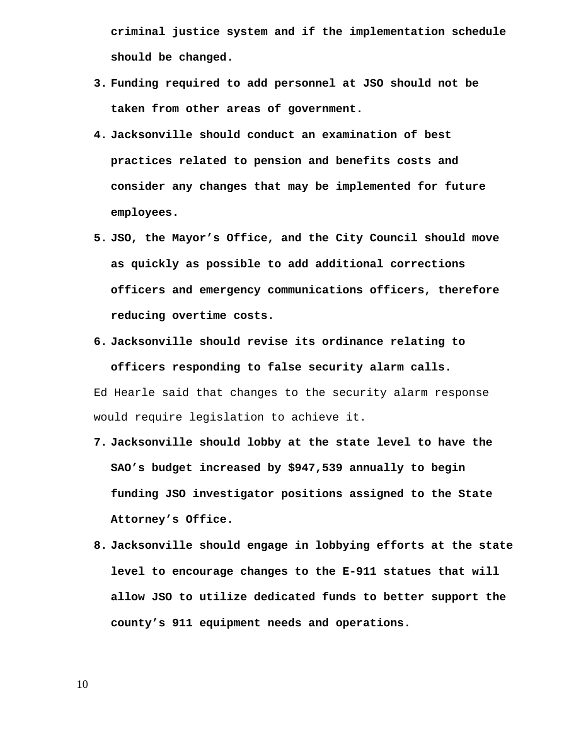**criminal justice system and if the implementation schedule should be changed.**

3. **Funding required to add personnel at JSO should not be taken from other areas of government.**
4. **Jacksonville should conduct an examination of best practices related to pension and benefits costs and consider any changes that may be implemented for future employees.**
5. **JSO, the Mayor's Office, and the City Council should move as quickly as possible to add additional corrections officers and emergency communications officers, therefore reducing overtime costs.**
6. **Jacksonville should revise its ordinance relating to officers responding to false security alarm calls.**

Ed Hearle said that changes to the security alarm response would require legislation to achieve it.

7. **Jacksonville should lobby at the state level to have the SAO's budget increased by $947,539 annually to begin funding JSO investigator positions assigned to the State Attorney's Office.**
8. **Jacksonville should engage in lobbying efforts at the state level to encourage changes to the E-911 statues that will allow JSO to utilize dedicated funds to better support the county's 911 equipment needs and operations.**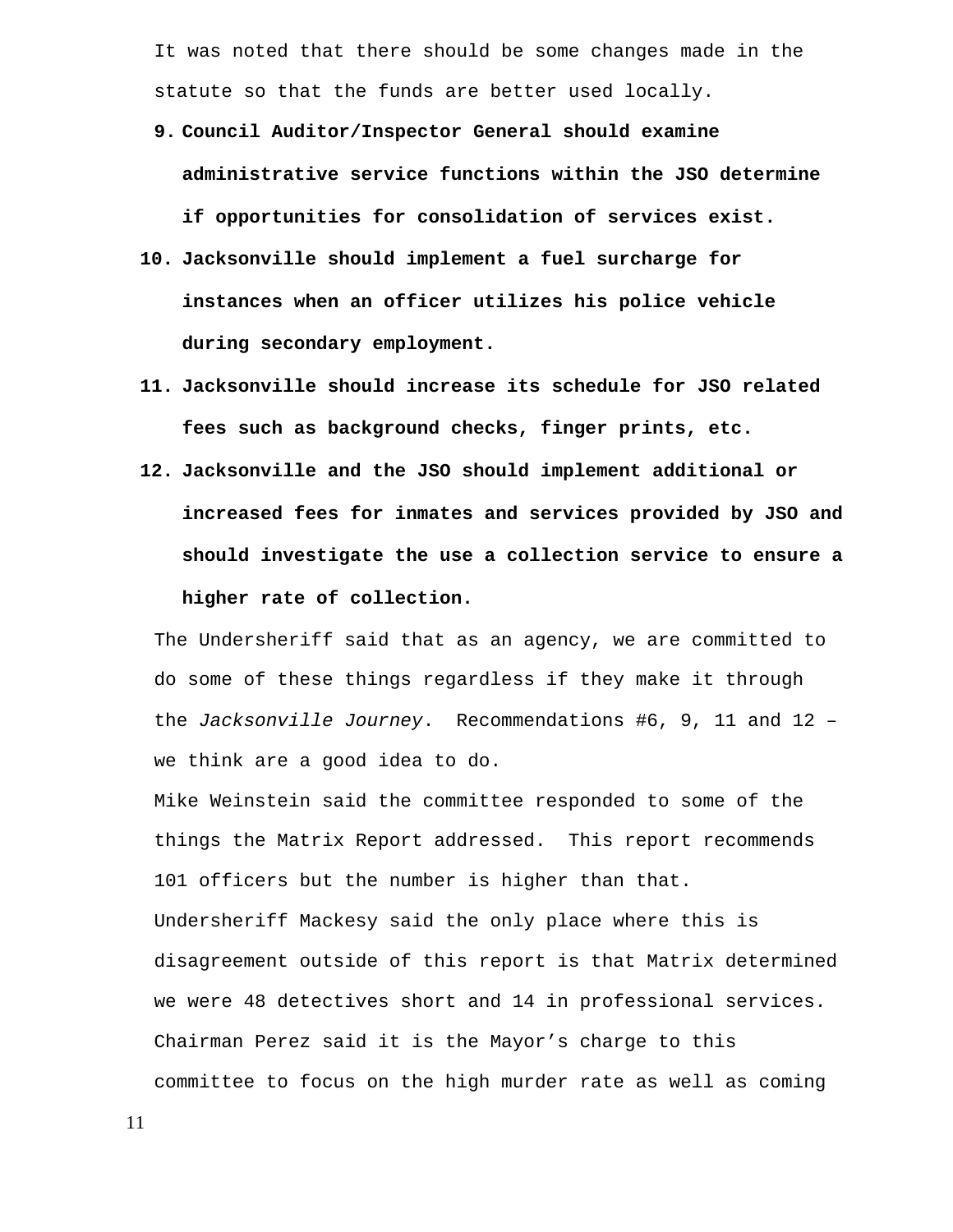It was noted that there should be some changes made in the statute so that the funds are better used locally.

9. **Council Auditor/Inspector General should examine administrative service functions within the JSO determine if opportunities for consolidation of services exist.**
10. **Jacksonville should implement a fuel surcharge for instances when an officer utilizes his police vehicle during secondary employment.**
11. **Jacksonville should increase its schedule for JSO related fees such as background checks, finger prints, etc.**
12. **Jacksonville and the JSO should implement additional or increased fees for inmates and services provided by JSO and should investigate the use a collection service to ensure a higher rate of collection.**

The Undersheriff said that as an agency, we are committed to do some of these things regardless if they make it through the *Jacksonville Journey*. Recommendations #6, 9, 11 and 12 – we think are a good idea to do.

Mike Weinstein said the committee responded to some of the things the Matrix Report addressed. This report recommends 101 officers but the number is higher than that.

Undersheriff Mackesy said the only place where this is disagreement outside of this report is that Matrix determined we were 48 detectives short and 14 in professional services.

Chairman Perez said it is the Mayor's charge to this committee to focus on the high murder rate as well as coming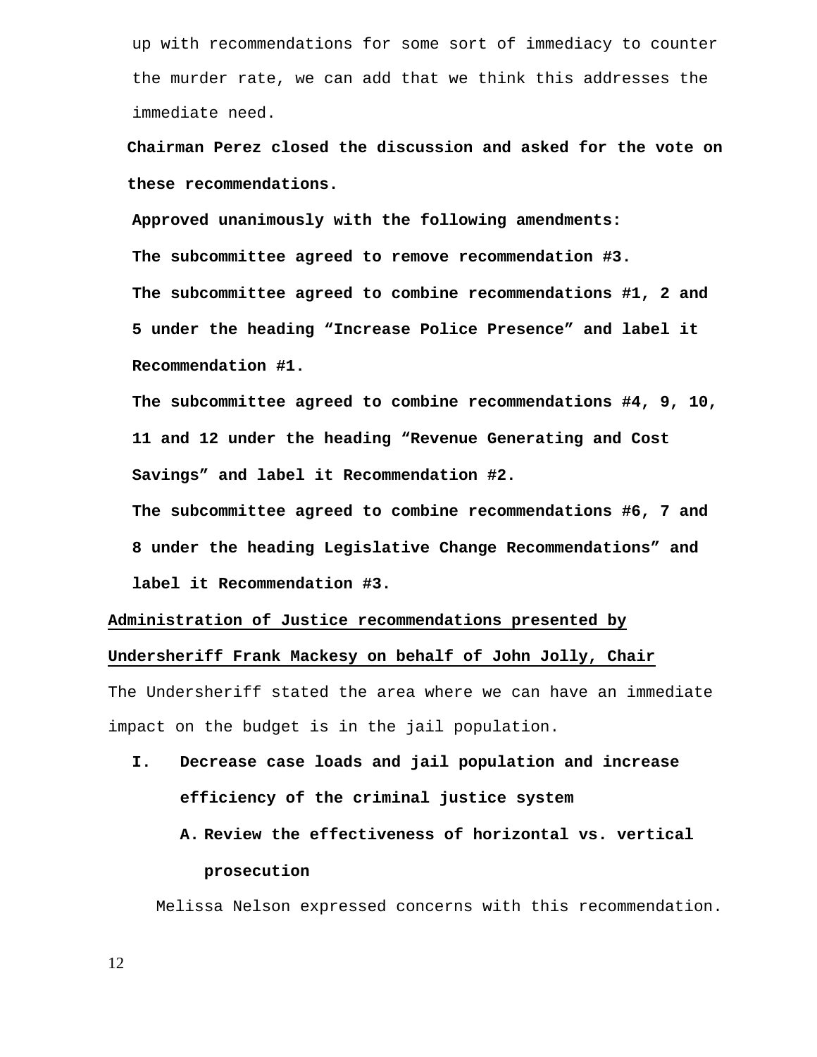up with recommendations for some sort of immediacy to counter the murder rate, we can add that we think this addresses the immediate need.

**Chairman Perez closed the discussion and asked for the vote on these recommendations.**

**Approved unanimously with the following amendments:**

**The subcommittee agreed to remove recommendation #3.**

**The subcommittee agreed to combine recommendations #1, 2 and 5 under the heading "Increase Police Presence" and label it Recommendation #1.**

**The subcommittee agreed to combine recommendations #4, 9, 10, 11 and 12 under the heading "Revenue Generating and Cost Savings" and label it Recommendation #2.**

**The subcommittee agreed to combine recommendations #6, 7 and 8 under the heading Legislative Change Recommendations" and label it Recommendation #3.**

<u>**Administration of Justice recommendations presented by Undersheriff Frank Mackesy on behalf of John Jolly, Chair**</u>

The Undersheriff stated the area where we can have an immediate impact on the budget is in the jail population.

**I. Decrease case loads and jail population and increase efficiency of the criminal justice system**

**A. Review the effectiveness of horizontal vs. vertical prosecution**

Melissa Nelson expressed concerns with this recommendation.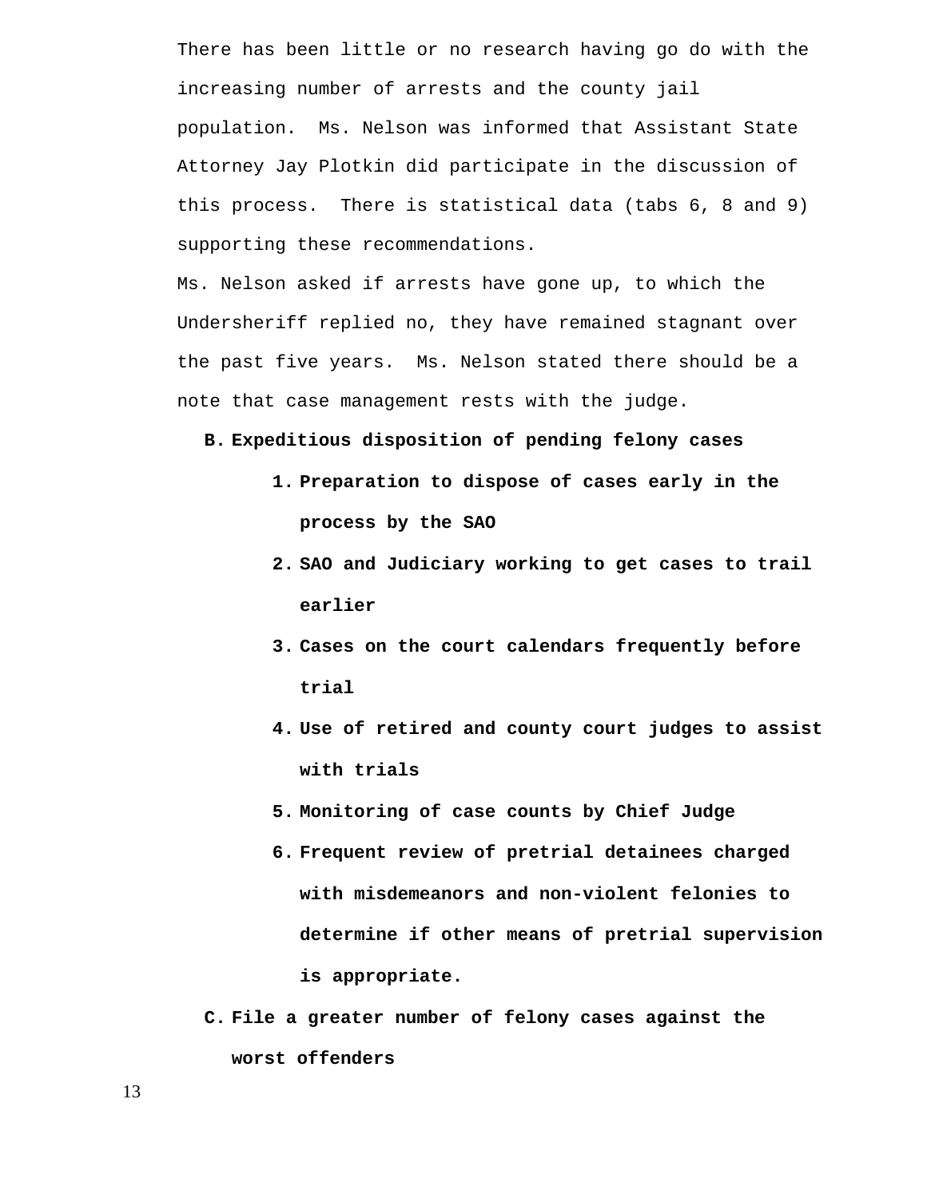There has been little or no research having go do with the increasing number of arrests and the county jail population. Ms. Nelson was informed that Assistant State Attorney Jay Plotkin did participate in the discussion of this process. There is statistical data (tabs 6, 8 and 9) supporting these recommendations.

Ms. Nelson asked if arrests have gone up, to which the Undersheriff replied no, they have remained stagnant over the past five years. Ms. Nelson stated there should be a note that case management rests with the judge.

**B. Expeditious disposition of pending felony cases**

1. **Preparation to dispose of cases early in the process by the SAO**
2. **SAO and Judiciary working to get cases to trail earlier**
3. **Cases on the court calendars frequently before trial**
4. **Use of retired and county court judges to assist with trials**
5. **Monitoring of case counts by Chief Judge**
6. **Frequent review of pretrial detainees charged with misdemeanors and non-violent felonies to determine if other means of pretrial supervision is appropriate.**

**C. File a greater number of felony cases against the worst offenders**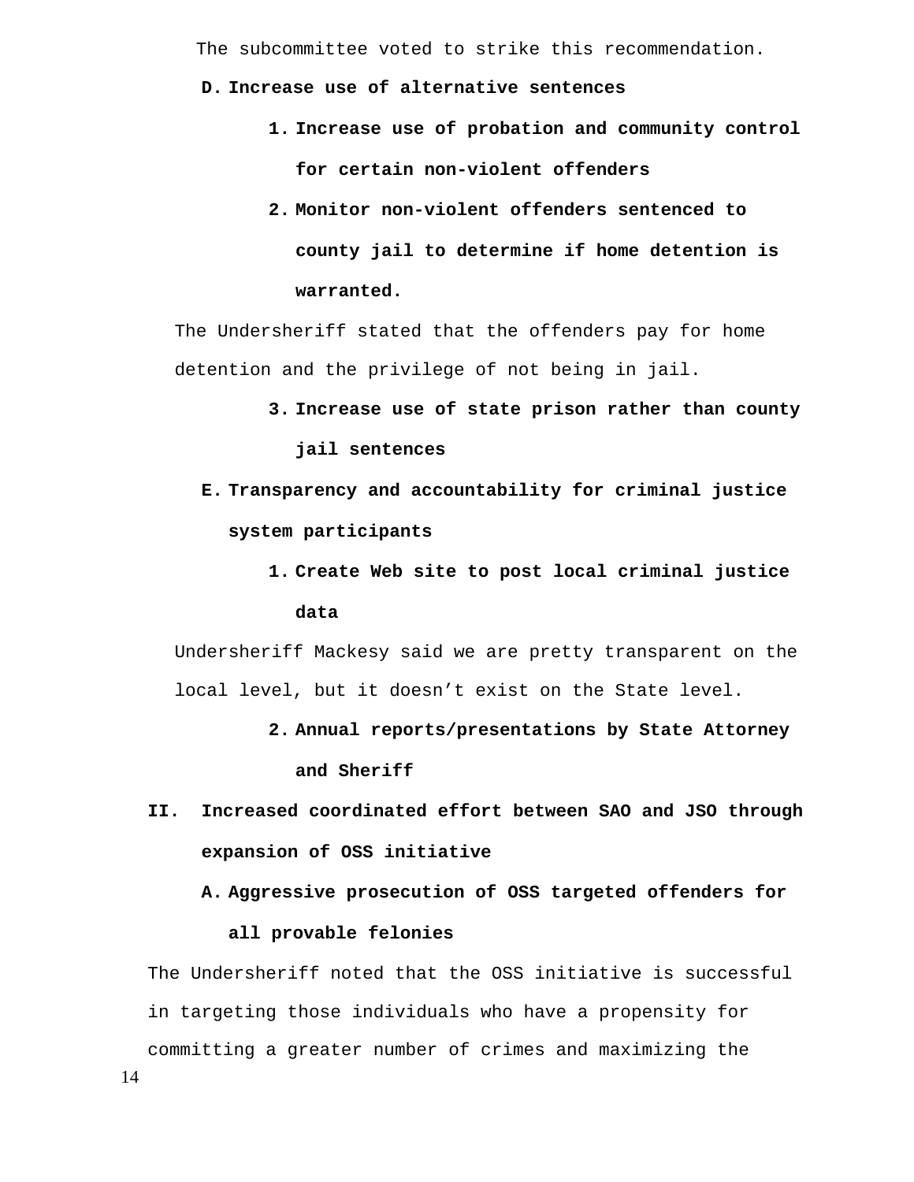The subcommittee voted to strike this recommendation.

**D. Increase use of alternative sentences**

**1. Increase use of probation and community control for certain non-violent offenders**

**2. Monitor non-violent offenders sentenced to county jail to determine if home detention is warranted.**

The Undersheriff stated that the offenders pay for home detention and the privilege of not being in jail.

**3. Increase use of state prison rather than county jail sentences**

**E. Transparency and accountability for criminal justice system participants**

**1. Create Web site to post local criminal justice data**

Undersheriff Mackesy said we are pretty transparent on the local level, but it doesn't exist on the State level.

**2. Annual reports/presentations by State Attorney and Sheriff**

**II. Increased coordinated effort between SAO and JSO through expansion of OSS initiative**

**A. Aggressive prosecution of OSS targeted offenders for all provable felonies**

The Undersheriff noted that the OSS initiative is successful in targeting those individuals who have a propensity for committing a greater number of crimes and maximizing the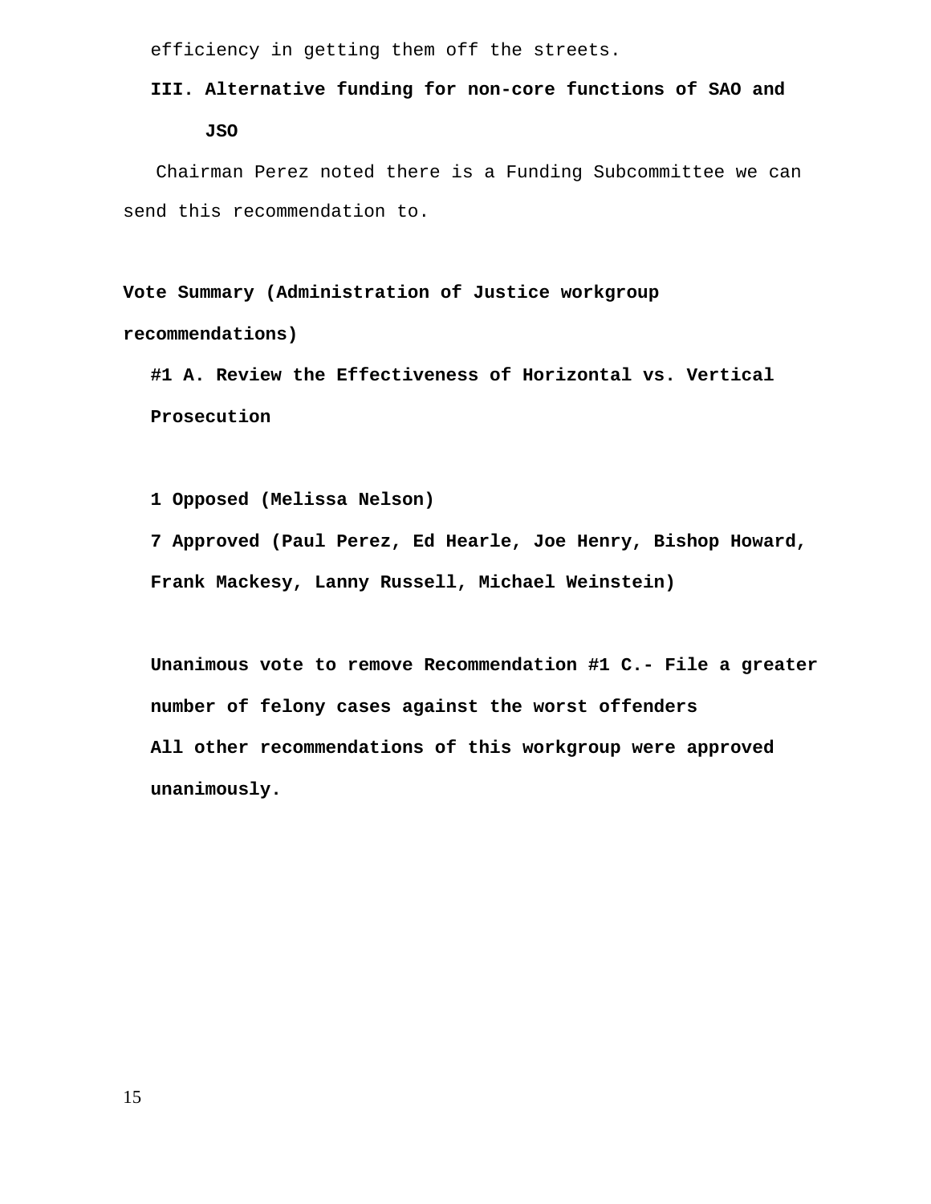efficiency in getting them off the streets.

**III. Alternative funding for non-core functions of SAO and JSO**

Chairman Perez noted there is a Funding Subcommittee we can send this recommendation to.

**Vote Summary (Administration of Justice workgroup recommendations)**

**#1 A. Review the Effectiveness of Horizontal vs. Vertical Prosecution**

**1 Opposed (Melissa Nelson)**

**7 Approved (Paul Perez, Ed Hearle, Joe Henry, Bishop Howard, Frank Mackesy, Lanny Russell, Michael Weinstein)**

**Unanimous vote to remove Recommendation #1 C.- File a greater number of felony cases against the worst offenders**

**All other recommendations of this workgroup were approved unanimously.**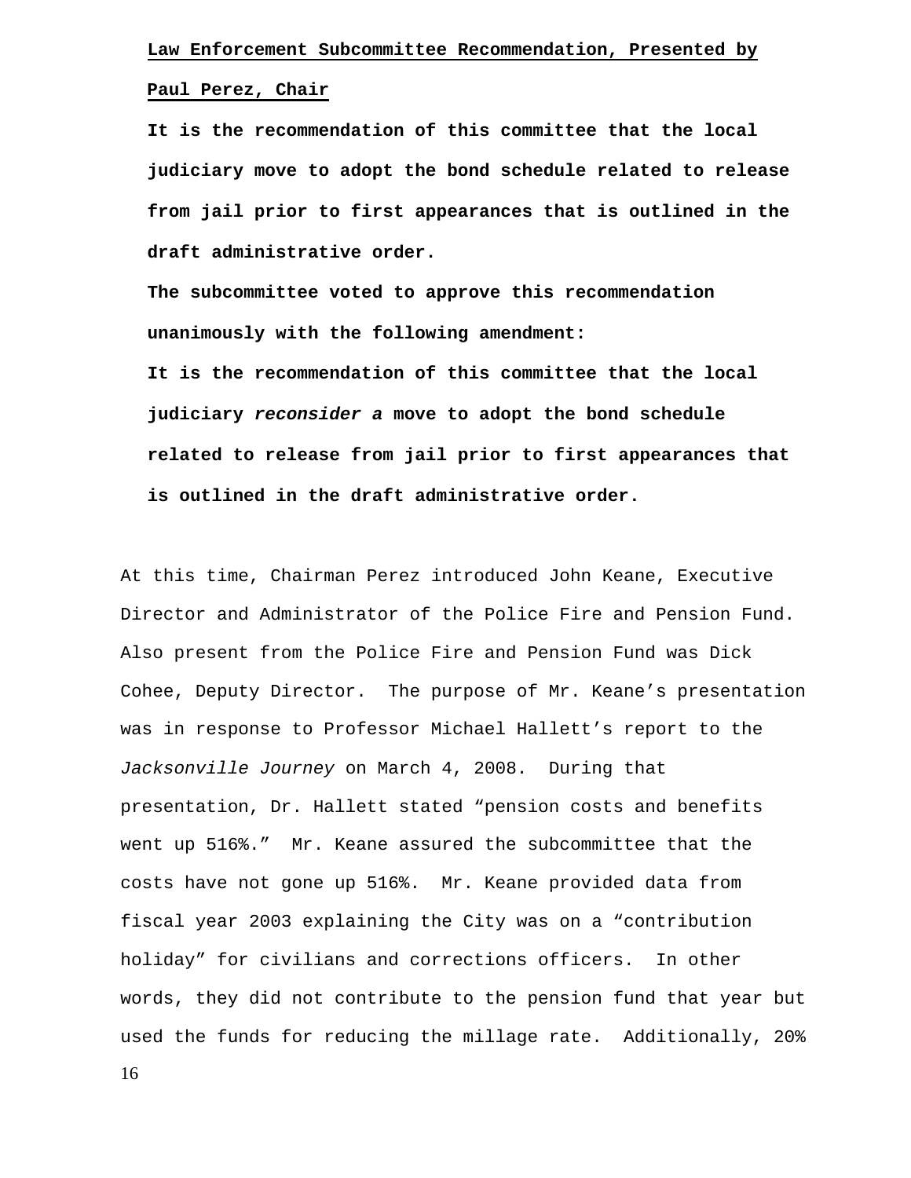**Law Enforcement Subcommittee Recommendation, Presented by Paul Perez, Chair**

**It is the recommendation of this committee that the local judiciary move to adopt the bond schedule related to release from jail prior to first appearances that is outlined in the draft administrative order.**

**The subcommittee voted to approve this recommendation unanimously with the following amendment:**

**It is the recommendation of this committee that the local judiciary *reconsider a* move to adopt the bond schedule related to release from jail prior to first appearances that is outlined in the draft administrative order.**

At this time, Chairman Perez introduced John Keane, Executive Director and Administrator of the Police Fire and Pension Fund. Also present from the Police Fire and Pension Fund was Dick Cohee, Deputy Director. The purpose of Mr. Keane's presentation was in response to Professor Michael Hallett's report to the *Jacksonville Journey* on March 4, 2008. During that presentation, Dr. Hallett stated "pension costs and benefits went up 516%." Mr. Keane assured the subcommittee that the costs have not gone up 516%. Mr. Keane provided data from fiscal year 2003 explaining the City was on a "contribution holiday" for civilians and corrections officers. In other words, they did not contribute to the pension fund that year but used the funds for reducing the millage rate. Additionally, 20%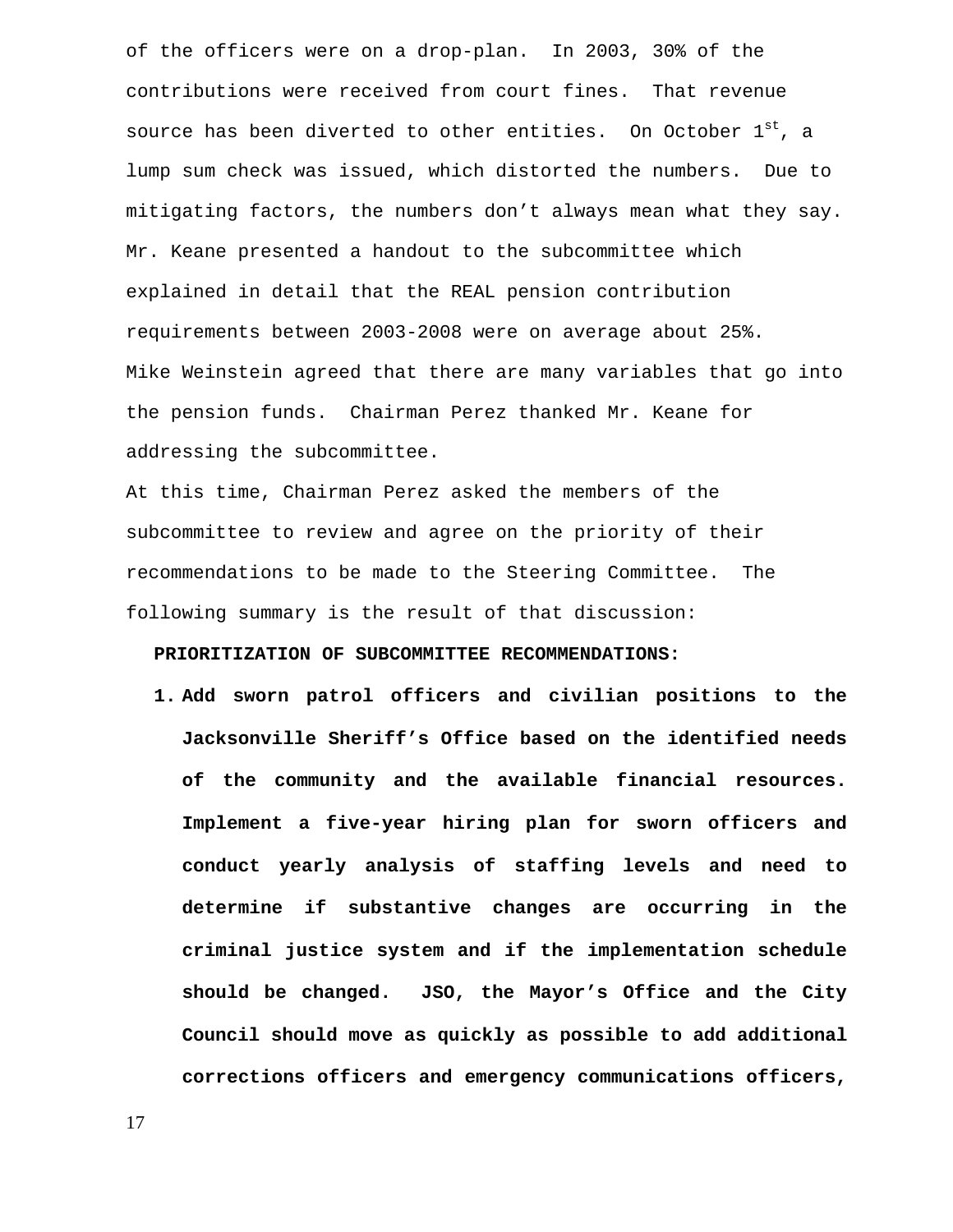of the officers were on a drop-plan. In 2003, 30% of the contributions were received from court fines. That revenue source has been diverted to other entities. On October 1st, a lump sum check was issued, which distorted the numbers. Due to mitigating factors, the numbers don't always mean what they say. Mr. Keane presented a handout to the subcommittee which explained in detail that the REAL pension contribution requirements between 2003-2008 were on average about 25%. Mike Weinstein agreed that there are many variables that go into the pension funds. Chairman Perez thanked Mr. Keane for addressing the subcommittee.

At this time, Chairman Perez asked the members of the subcommittee to review and agree on the priority of their recommendations to be made to the Steering Committee. The following summary is the result of that discussion:

**PRIORITIZATION OF SUBCOMMITTEE RECOMMENDATIONS:**

1. **Add sworn patrol officers and civilian positions to the Jacksonville Sheriff's Office based on the identified needs of the community and the available financial resources. Implement a five-year hiring plan for sworn officers and conduct yearly analysis of staffing levels and need to determine if substantive changes are occurring in the criminal justice system and if the implementation schedule should be changed. JSO, the Mayor's Office and the City Council should move as quickly as possible to add additional corrections officers and emergency communications officers,**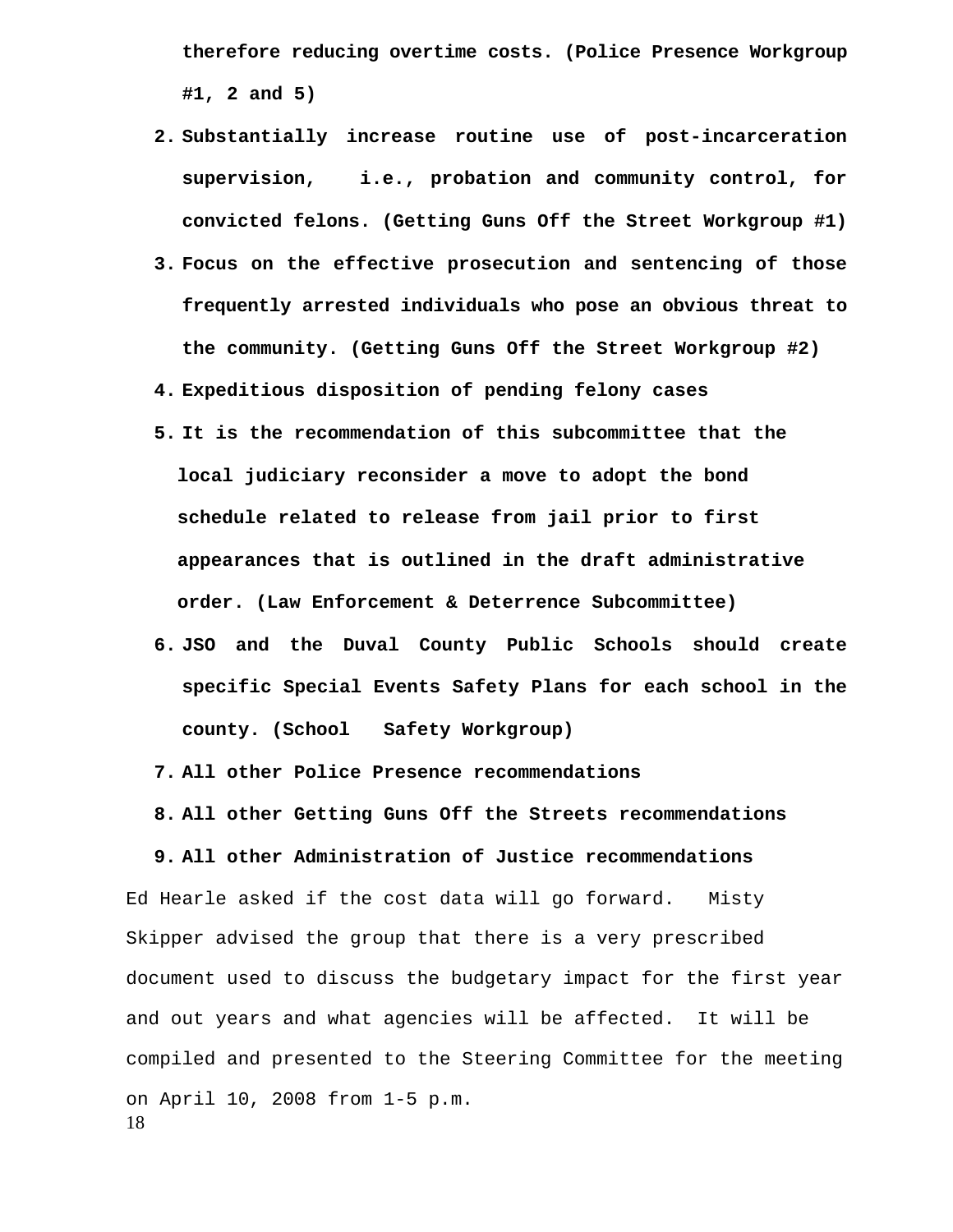**therefore reducing overtime costs. (Police Presence Workgroup #1, 2 and 5)**

2. **Substantially increase routine use of post-incarceration supervision, i.e., probation and community control, for convicted felons. (Getting Guns Off the Street Workgroup #1)**
3. **Focus on the effective prosecution and sentencing of those frequently arrested individuals who pose an obvious threat to the community. (Getting Guns Off the Street Workgroup #2)**
4. **Expeditious disposition of pending felony cases**
5. **It is the recommendation of this subcommittee that the local judiciary reconsider a move to adopt the bond schedule related to release from jail prior to first appearances that is outlined in the draft administrative order. (Law Enforcement & Deterrence Subcommittee)**
6. **JSO and the Duval County Public Schools should create specific Special Events Safety Plans for each school in the county. (School Safety Workgroup)**
7. **All other Police Presence recommendations**
8. **All other Getting Guns Off the Streets recommendations**
9. **All other Administration of Justice recommendations**

Ed Hearle asked if the cost data will go forward. Misty Skipper advised the group that there is a very prescribed document used to discuss the budgetary impact for the first year and out years and what agencies will be affected. It will be compiled and presented to the Steering Committee for the meeting on April 10, 2008 from 1-5 p.m.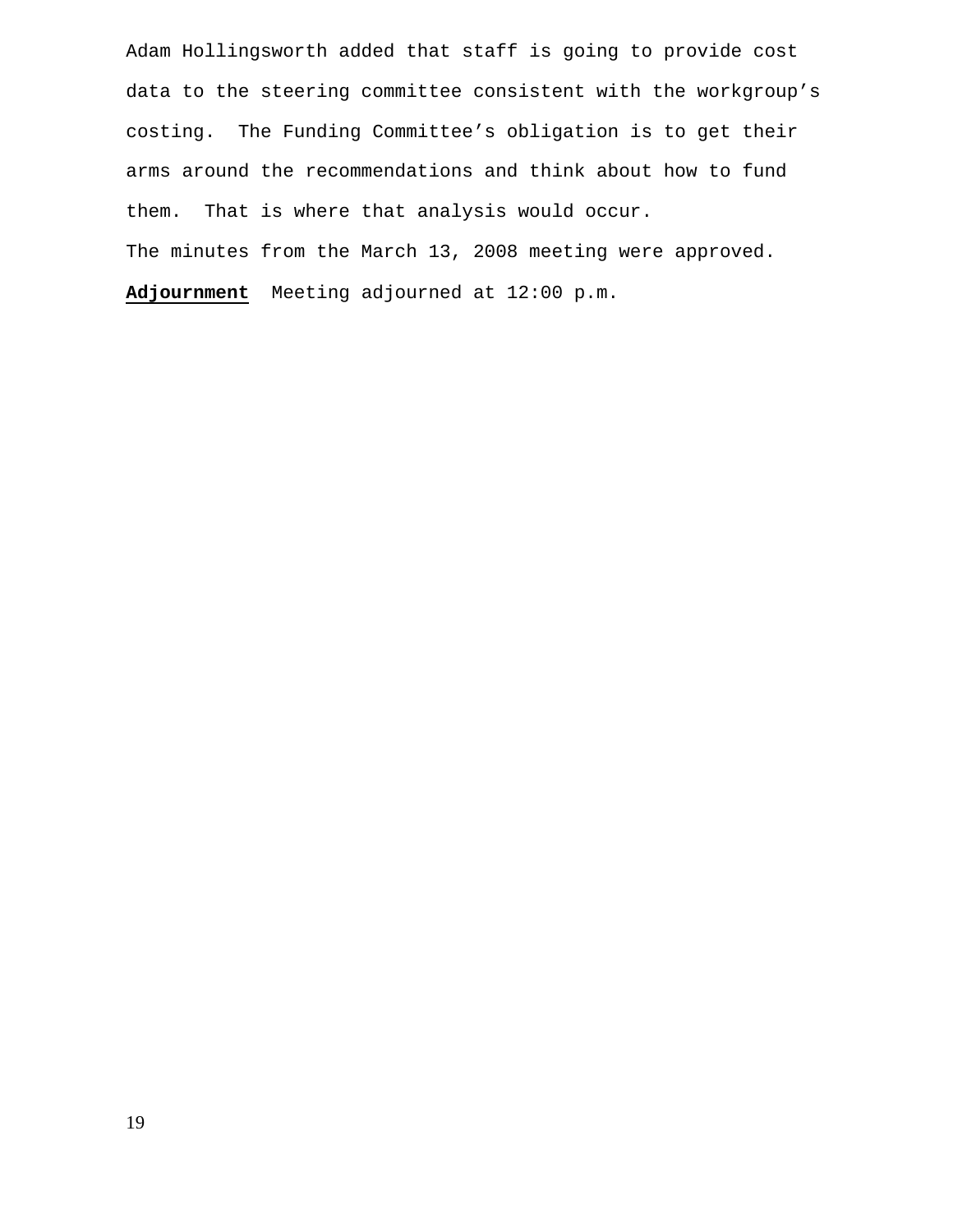Adam Hollingsworth added that staff is going to provide cost data to the steering committee consistent with the workgroup's costing. The Funding Committee's obligation is to get their arms around the recommendations and think about how to fund them. That is where that analysis would occur.

The minutes from the March 13, 2008 meeting were approved.

**Adjournment** Meeting adjourned at 12:00 p.m.